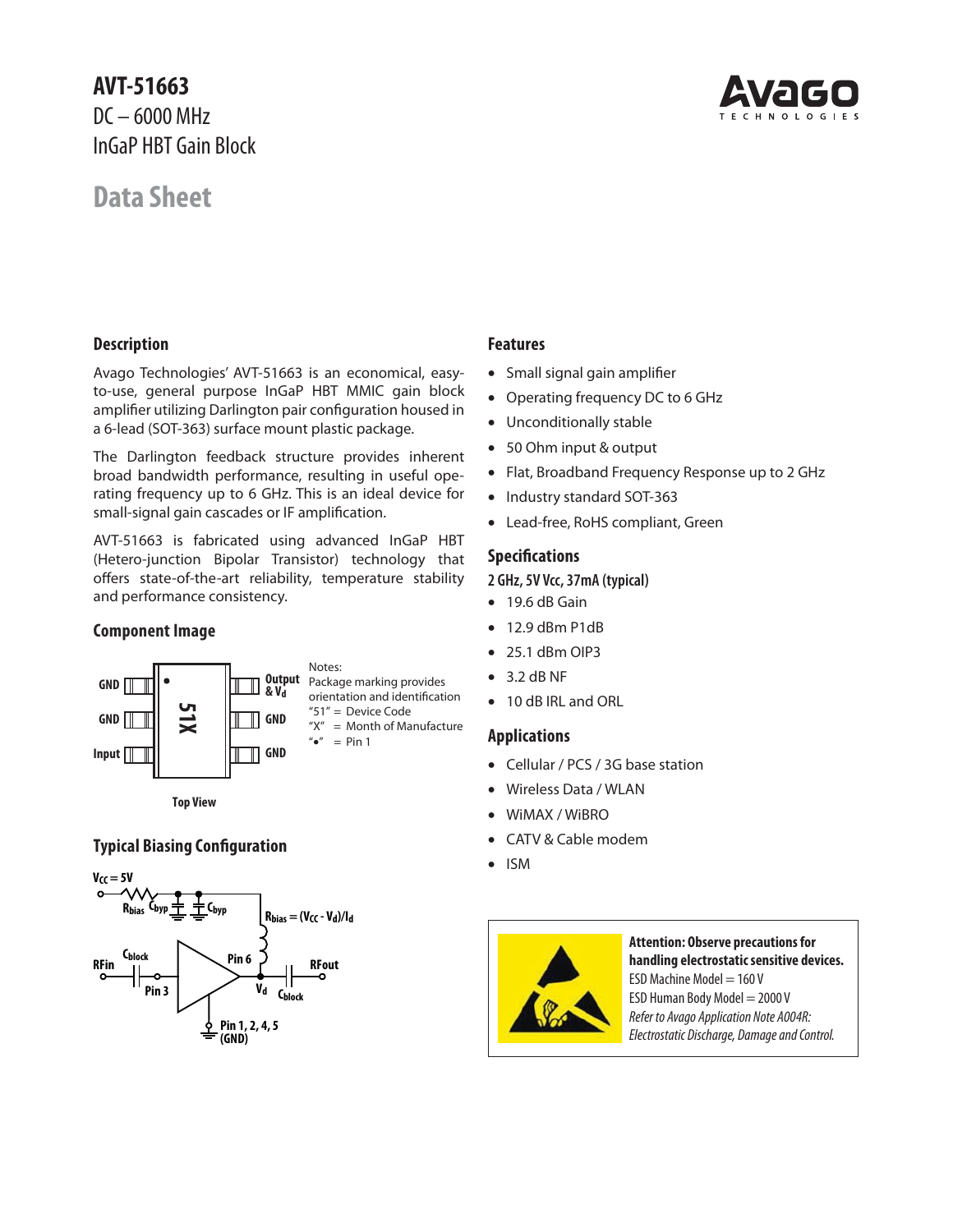# AVT-51663

DC – 6000 MHz
InGaP HBT Gain Block

# Data Sheet

## Description

Avago Technologies' AVT-51663 is an economical, easy-to-use, general purpose InGaP HBT MMIC gain block amplifier utilizing Darlington pair configuration housed in a 6-lead (SOT-363) surface mount plastic package.

The Darlington feedback structure provides inherent broad bandwidth performance, resulting in useful operating frequency up to 6 GHz. This is an ideal device for small-signal gain cascades or IF amplification.

AVT-51663 is fabricated using advanced InGaP HBT (Hetero-junction Bipolar Transistor) technology that offers state-of-the-art reliability, temperature stability and performance consistency.

## Component Image

GND, GND, Input (left pins); Output & $V_d$, GND, GND (right pins); marking "51X"

Top View

Notes:
Package marking provides orientation and identification
"51" = Device Code
"X" = Month of Manufacture
"•" = Pin 1

## Typical Biasing Configuration

$V_{CC}$ = 5V, $R_{bias}$, $C_{byp}$, $C_{byp}$

$R_{bias} = (V_{CC} - V_d)/I_d$

RFin, $C_{block}$, Pin 3, Pin 6, $V_d$, $C_{block}$, RFout

Pin 1, 2, 4, 5 (GND)

## Features

- Small signal gain amplifier
- Operating frequency DC to 6 GHz
- Unconditionally stable
- 50 Ohm input & output
- Flat, Broadband Frequency Response up to 2 GHz
- Industry standard SOT-363
- Lead-free, RoHS compliant, Green

## Specifications

**2 GHz, 5V Vcc, 37mA (typical)**

- 19.6 dB Gain
- 12.9 dBm P1dB
- 25.1 dBm OIP3
- 3.2 dB NF
- 10 dB IRL and ORL

## Applications

- Cellular / PCS / 3G base station
- Wireless Data / WLAN
- WiMAX / WiBRO
- CATV & Cable modem
- ISM

**Attention: Observe precautions for handling electrostatic sensitive devices.**
ESD Machine Model = 160 V
ESD Human Body Model = 2000 V
*Refer to Avago Application Note A004R: Electrostatic Discharge, Damage and Control.*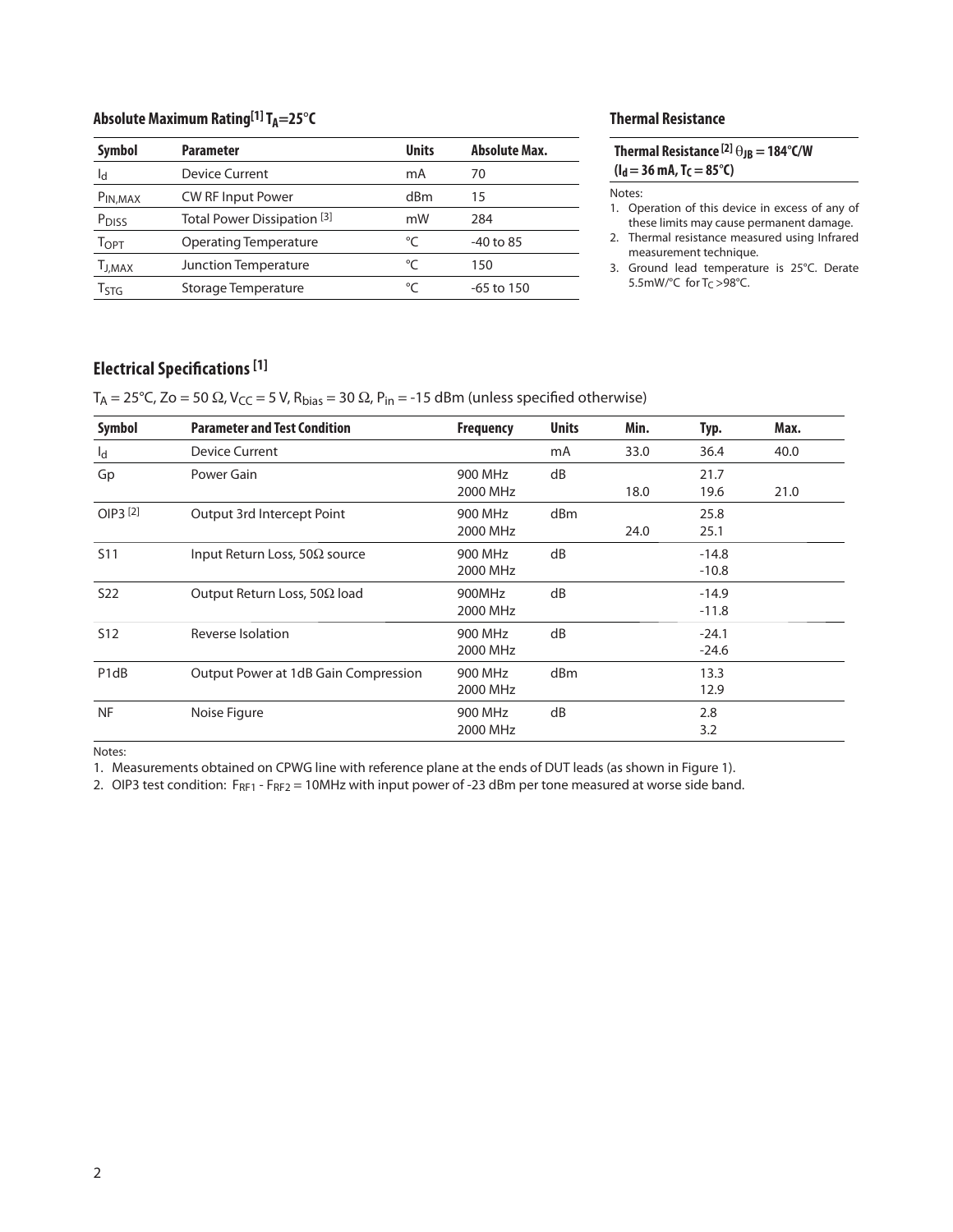## Absolute Maximum Rating [1] $T_A$=25°C

| Symbol | Parameter | Units | Absolute Max. |
|---|---|---|---|
| $I_d$ | Device Current | mA | 70 |
| $P_{IN,MAX}$ | CW RF Input Power | dBm | 15 |
| $P_{DISS}$ | Total Power Dissipation [3] | mW | 284 |
| $T_{OPT}$ | Operating Temperature | °C | -40 to 85 |
| $T_{J,MAX}$ | Junction Temperature | °C | 150 |
| $T_{STG}$ | Storage Temperature | °C | -65 to 150 |

## Thermal Resistance

| Thermal Resistance [2] $\theta_{JB}$ = 184°C/W ($I_d$ = 36 mA, $T_C$ = 85°C) |
|---|

Notes:

1. Operation of this device in excess of any of these limits may cause permanent damage.
2. Thermal resistance measured using Infrared measurement technique.
3. Ground lead temperature is 25°C. Derate 5.5mW/°C for $T_C$ >98°C.

## Electrical Specifications [1]

$T_A$ = 25°C, Zo = 50 Ω, $V_{CC}$ = 5 V, $R_{bias}$ = 30 Ω, $P_{in}$ = -15 dBm (unless specified otherwise)

| Symbol | Parameter and Test Condition | Frequency | Units | Min. | Typ. | Max. |
|---|---|---|---|---|---|---|
| $I_d$ | Device Current | | mA | 33.0 | 36.4 | 40.0 |
| Gp | Power Gain | 900 MHz<br>2000 MHz | dB | <br>18.0 | 21.7<br>19.6 | <br>21.0 |
| OIP3 [2] | Output 3rd Intercept Point | 900 MHz<br>2000 MHz | dBm | <br>24.0 | 25.8<br>25.1 | |
| S11 | Input Return Loss, 50Ω source | 900 MHz<br>2000 MHz | dB | | -14.8<br>-10.8 | |
| S22 | Output Return Loss, 50Ω load | 900MHz<br>2000 MHz | dB | | -14.9<br>-11.8 | |
| S12 | Reverse Isolation | 900 MHz<br>2000 MHz | dB | | -24.1<br>-24.6 | |
| P1dB | Output Power at 1dB Gain Compression | 900 MHz<br>2000 MHz | dBm | | 13.3<br>12.9 | |
| NF | Noise Figure | 900 MHz<br>2000 MHz | dB | | 2.8<br>3.2 | |

Notes:

1. Measurements obtained on CPWG line with reference plane at the ends of DUT leads (as shown in Figure 1).
2. OIP3 test condition: $F_{RF1}$ - $F_{RF2}$ = 10MHz with input power of -23 dBm per tone measured at worse side band.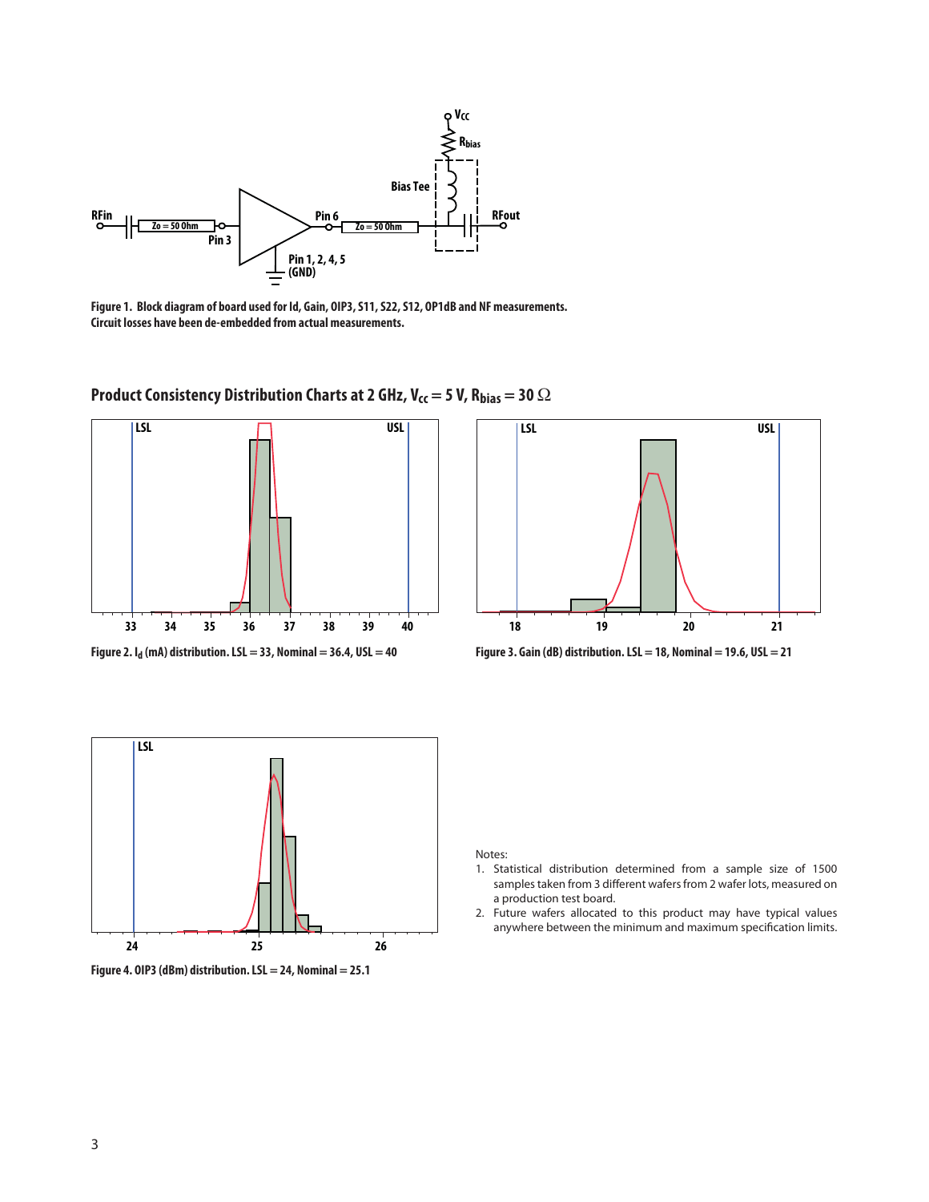Figure 1. Block diagram of board used for Id, Gain, OIP3, S11, S22, S12, OP1dB and NF measurements. Circuit losses have been de-embedded from actual measurements.

## Product Consistency Distribution Charts at 2 GHz, $V_{cc}$ = 5 V, $R_{bias}$ = 30 Ω

Figure 2. $I_d$ (mA) distribution. LSL = 33, Nominal = 36.4, USL = 40

Figure 3. Gain (dB) distribution. LSL = 18, Nominal = 19.6, USL = 21

Figure 4. OIP3 (dBm) distribution. LSL = 24, Nominal = 25.1

Notes:

1. Statistical distribution determined from a sample size of 1500 samples taken from 3 different wafers from 2 wafer lots, measured on a production test board.
2. Future wafers allocated to this product may have typical values anywhere between the minimum and maximum specification limits.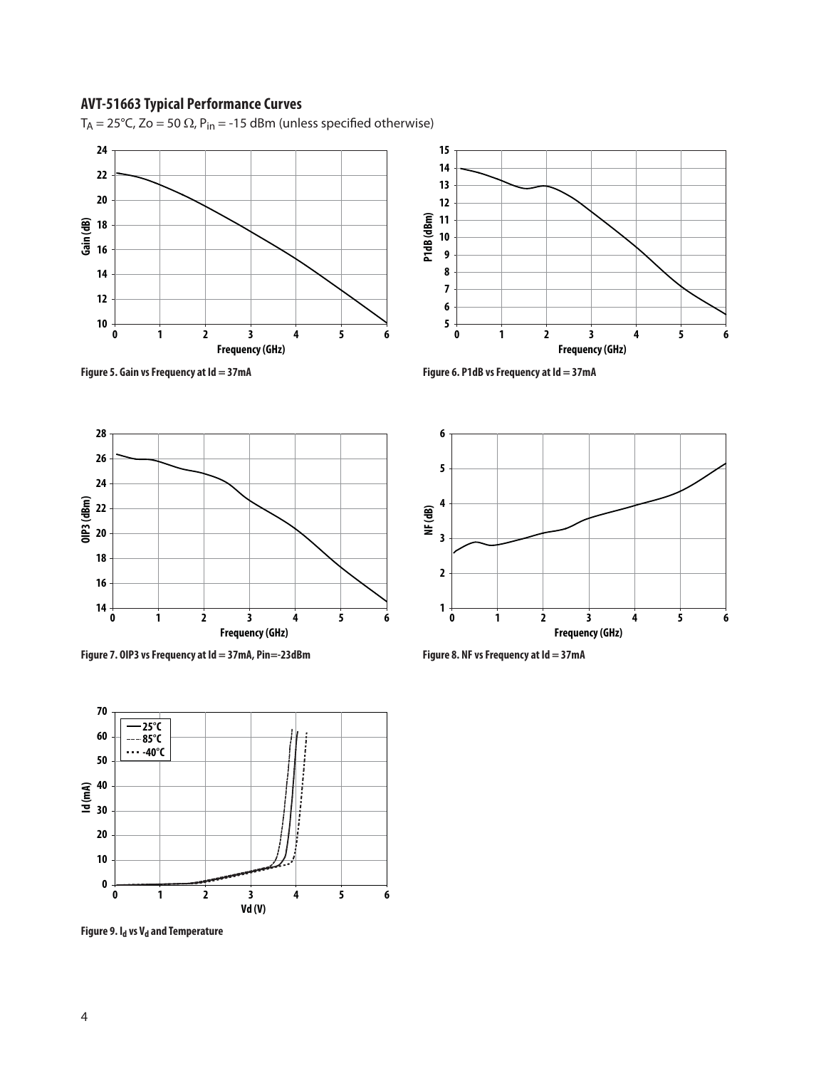## AVT-51663 Typical Performance Curves

$T_A$ = 25°C, Zo = 50 Ω, $P_{in}$ = -15 dBm (unless specified otherwise)

Figure 5. Gain vs Frequency at Id = 37mA

Figure 6. P1dB vs Frequency at Id = 37mA

Figure 7. OIP3 vs Frequency at Id = 37mA, Pin=-23dBm

Figure 8. NF vs Frequency at Id = 37mA

Figure 9. $I_d$ vs $V_d$ and Temperature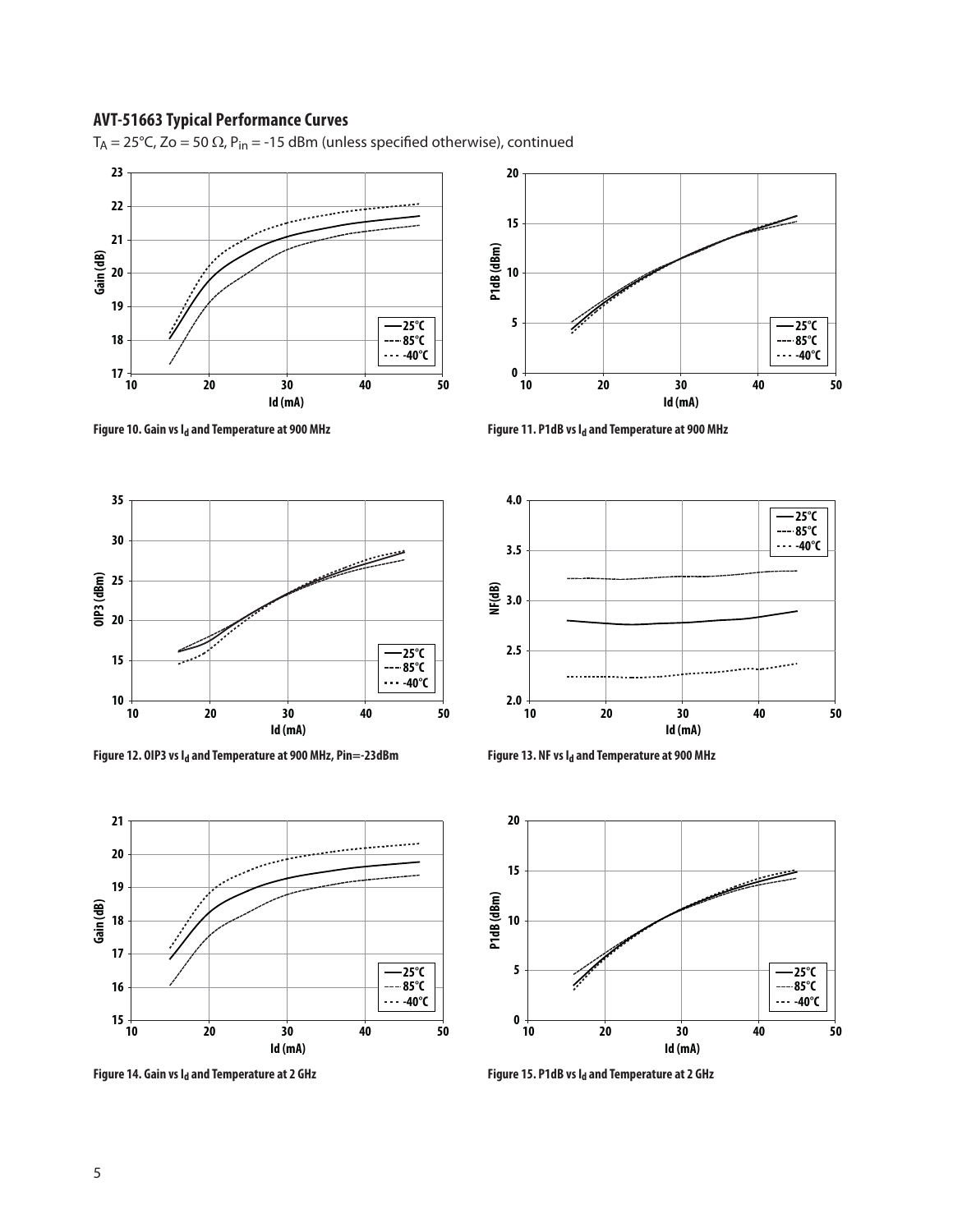## AVT-51663 Typical Performance Curves

$T_A$ = 25°C, Zo = 50 Ω, $P_{in}$ = -15 dBm (unless specified otherwise), continued

Figure 10. Gain vs $I_d$ and Temperature at 900 MHz

Figure 11. P1dB vs $I_d$ and Temperature at 900 MHz

Figure 12. OIP3 vs $I_d$ and Temperature at 900 MHz, Pin=-23dBm

Figure 13. NF vs $I_d$ and Temperature at 900 MHz

Figure 14. Gain vs $I_d$ and Temperature at 2 GHz

Figure 15. P1dB vs $I_d$ and Temperature at 2 GHz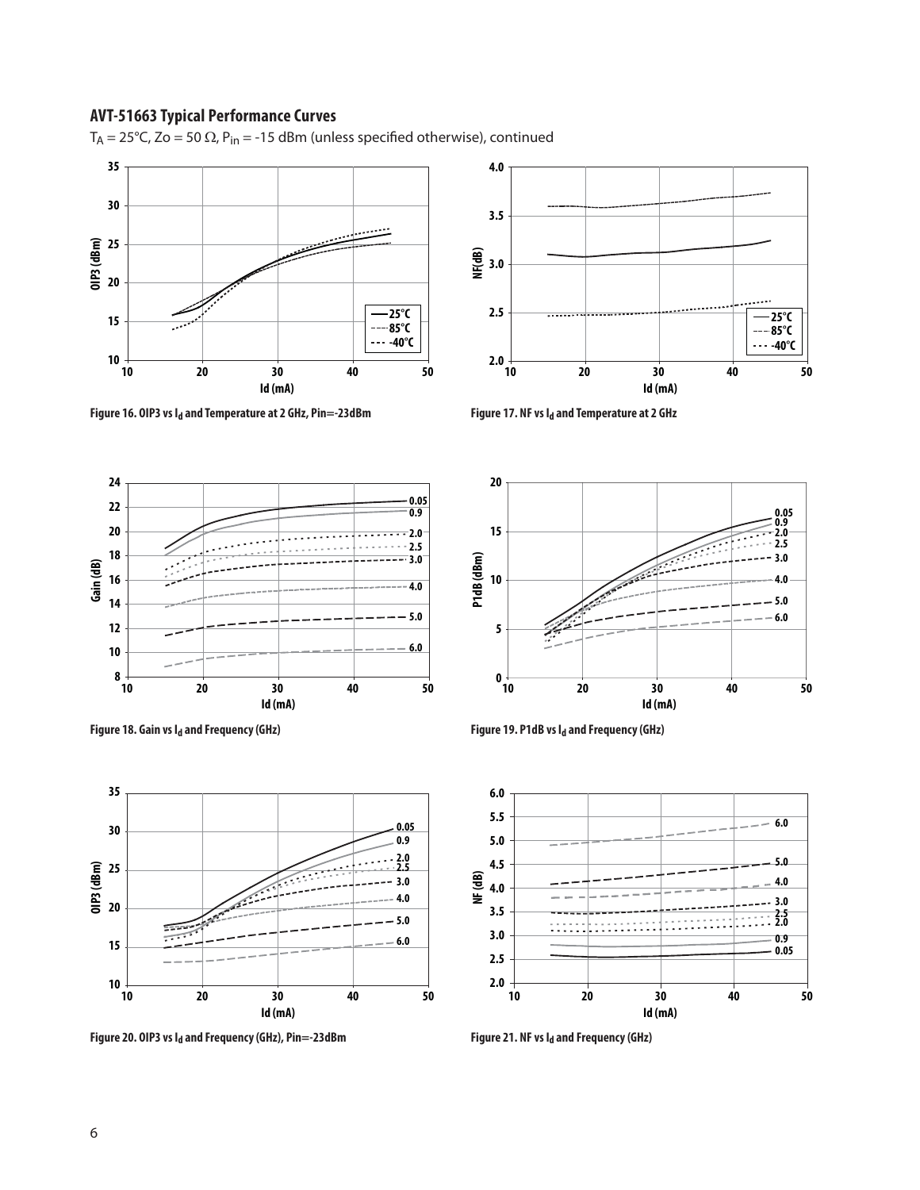## AVT-51663 Typical Performance Curves

$T_A$ = 25°C, Zo = 50 Ω, $P_{in}$ = -15 dBm (unless specified otherwise), continued

Figure 16. OIP3 vs $I_d$ and Temperature at 2 GHz, Pin=-23dBm

Figure 17. NF vs $I_d$ and Temperature at 2 GHz

Figure 18. Gain vs $I_d$ and Frequency (GHz)

Figure 19. P1dB vs $I_d$ and Frequency (GHz)

Figure 20. OIP3 vs $I_d$ and Frequency (GHz), Pin=-23dBm

Figure 21. NF vs $I_d$ and Frequency (GHz)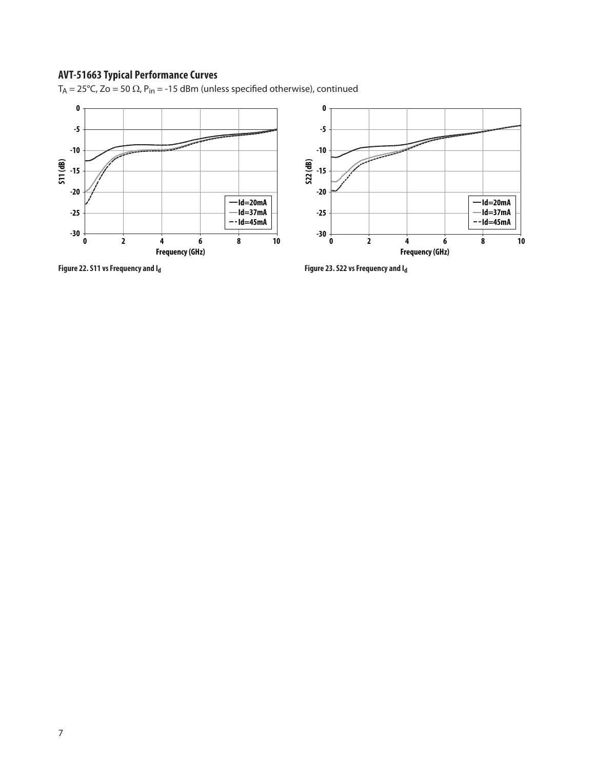## AVT-51663 Typical Performance Curves

$T_A$ = 25°C, Zo = 50 Ω, $P_{in}$ = -15 dBm (unless specified otherwise), continued

Figure 22. S11 vs Frequency and $I_d$

Figure 23. S22 vs Frequency and $I_d$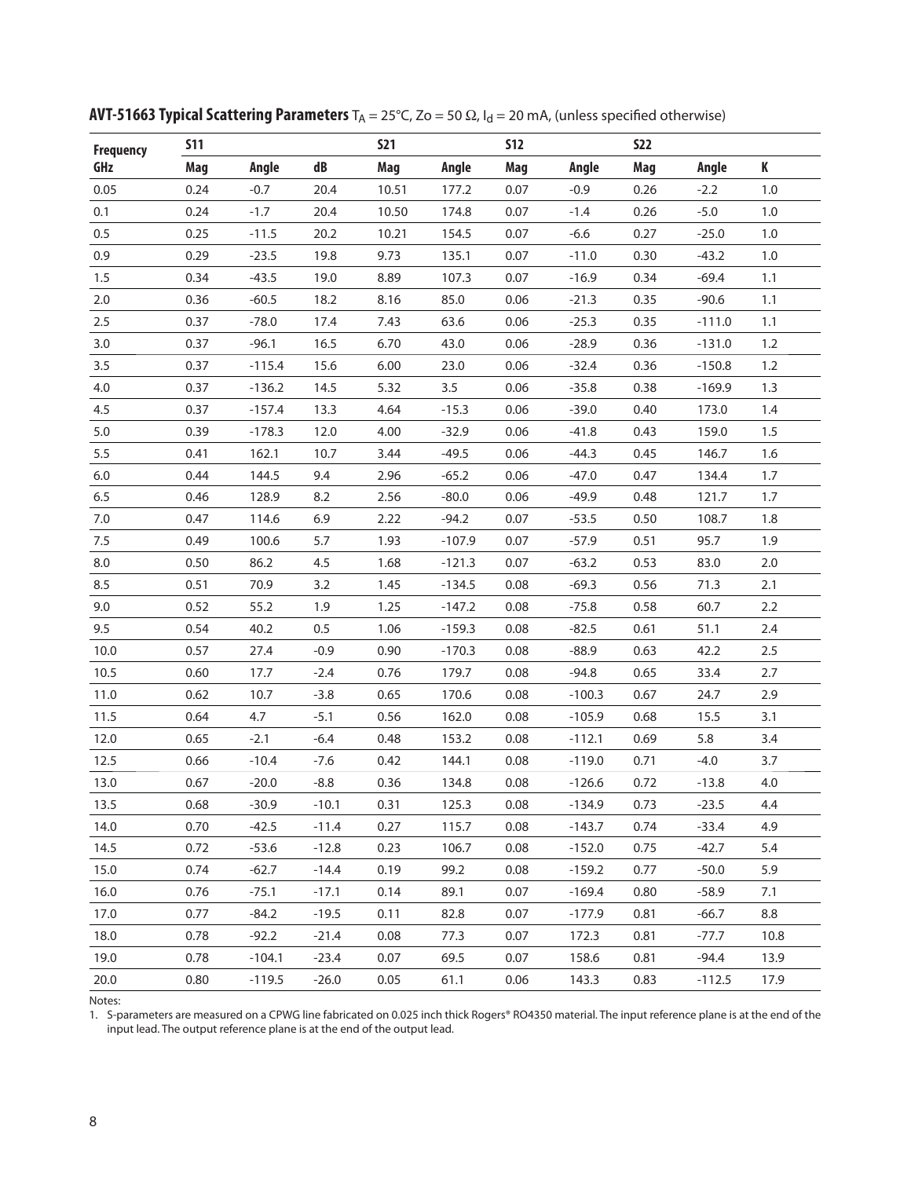**AVT-51663 Typical Scattering Parameters** $T_A = 25°C$, $Zo = 50\ \Omega$, $I_d = 20$ mA, (unless specified otherwise)

| Frequency | S11 | | S21 | | | S12 | | S22 | | |
|---|---|---|---|---|---|---|---|---|---|---|
| GHz | Mag | Angle | dB | Mag | Angle | Mag | Angle | Mag | Angle | K |
| 0.05 | 0.24 | -0.7 | 20.4 | 10.51 | 177.2 | 0.07 | -0.9 | 0.26 | -2.2 | 1.0 |
| 0.1 | 0.24 | -1.7 | 20.4 | 10.50 | 174.8 | 0.07 | -1.4 | 0.26 | -5.0 | 1.0 |
| 0.5 | 0.25 | -11.5 | 20.2 | 10.21 | 154.5 | 0.07 | -6.6 | 0.27 | -25.0 | 1.0 |
| 0.9 | 0.29 | -23.5 | 19.8 | 9.73 | 135.1 | 0.07 | -11.0 | 0.30 | -43.2 | 1.0 |
| 1.5 | 0.34 | -43.5 | 19.0 | 8.89 | 107.3 | 0.07 | -16.9 | 0.34 | -69.4 | 1.1 |
| 2.0 | 0.36 | -60.5 | 18.2 | 8.16 | 85.0 | 0.06 | -21.3 | 0.35 | -90.6 | 1.1 |
| 2.5 | 0.37 | -78.0 | 17.4 | 7.43 | 63.6 | 0.06 | -25.3 | 0.35 | -111.0 | 1.1 |
| 3.0 | 0.37 | -96.1 | 16.5 | 6.70 | 43.0 | 0.06 | -28.9 | 0.36 | -131.0 | 1.2 |
| 3.5 | 0.37 | -115.4 | 15.6 | 6.00 | 23.0 | 0.06 | -32.4 | 0.36 | -150.8 | 1.2 |
| 4.0 | 0.37 | -136.2 | 14.5 | 5.32 | 3.5 | 0.06 | -35.8 | 0.38 | -169.9 | 1.3 |
| 4.5 | 0.37 | -157.4 | 13.3 | 4.64 | -15.3 | 0.06 | -39.0 | 0.40 | 173.0 | 1.4 |
| 5.0 | 0.39 | -178.3 | 12.0 | 4.00 | -32.9 | 0.06 | -41.8 | 0.43 | 159.0 | 1.5 |
| 5.5 | 0.41 | 162.1 | 10.7 | 3.44 | -49.5 | 0.06 | -44.3 | 0.45 | 146.7 | 1.6 |
| 6.0 | 0.44 | 144.5 | 9.4 | 2.96 | -65.2 | 0.06 | -47.0 | 0.47 | 134.4 | 1.7 |
| 6.5 | 0.46 | 128.9 | 8.2 | 2.56 | -80.0 | 0.06 | -49.9 | 0.48 | 121.7 | 1.7 |
| 7.0 | 0.47 | 114.6 | 6.9 | 2.22 | -94.2 | 0.07 | -53.5 | 0.50 | 108.7 | 1.8 |
| 7.5 | 0.49 | 100.6 | 5.7 | 1.93 | -107.9 | 0.07 | -57.9 | 0.51 | 95.7 | 1.9 |
| 8.0 | 0.50 | 86.2 | 4.5 | 1.68 | -121.3 | 0.07 | -63.2 | 0.53 | 83.0 | 2.0 |
| 8.5 | 0.51 | 70.9 | 3.2 | 1.45 | -134.5 | 0.08 | -69.3 | 0.56 | 71.3 | 2.1 |
| 9.0 | 0.52 | 55.2 | 1.9 | 1.25 | -147.2 | 0.08 | -75.8 | 0.58 | 60.7 | 2.2 |
| 9.5 | 0.54 | 40.2 | 0.5 | 1.06 | -159.3 | 0.08 | -82.5 | 0.61 | 51.1 | 2.4 |
| 10.0 | 0.57 | 27.4 | -0.9 | 0.90 | -170.3 | 0.08 | -88.9 | 0.63 | 42.2 | 2.5 |
| 10.5 | 0.60 | 17.7 | -2.4 | 0.76 | 179.7 | 0.08 | -94.8 | 0.65 | 33.4 | 2.7 |
| 11.0 | 0.62 | 10.7 | -3.8 | 0.65 | 170.6 | 0.08 | -100.3 | 0.67 | 24.7 | 2.9 |
| 11.5 | 0.64 | 4.7 | -5.1 | 0.56 | 162.0 | 0.08 | -105.9 | 0.68 | 15.5 | 3.1 |
| 12.0 | 0.65 | -2.1 | -6.4 | 0.48 | 153.2 | 0.08 | -112.1 | 0.69 | 5.8 | 3.4 |
| 12.5 | 0.66 | -10.4 | -7.6 | 0.42 | 144.1 | 0.08 | -119.0 | 0.71 | -4.0 | 3.7 |
| 13.0 | 0.67 | -20.0 | -8.8 | 0.36 | 134.8 | 0.08 | -126.6 | 0.72 | -13.8 | 4.0 |
| 13.5 | 0.68 | -30.9 | -10.1 | 0.31 | 125.3 | 0.08 | -134.9 | 0.73 | -23.5 | 4.4 |
| 14.0 | 0.70 | -42.5 | -11.4 | 0.27 | 115.7 | 0.08 | -143.7 | 0.74 | -33.4 | 4.9 |
| 14.5 | 0.72 | -53.6 | -12.8 | 0.23 | 106.7 | 0.08 | -152.0 | 0.75 | -42.7 | 5.4 |
| 15.0 | 0.74 | -62.7 | -14.4 | 0.19 | 99.2 | 0.08 | -159.2 | 0.77 | -50.0 | 5.9 |
| 16.0 | 0.76 | -75.1 | -17.1 | 0.14 | 89.1 | 0.07 | -169.4 | 0.80 | -58.9 | 7.1 |
| 17.0 | 0.77 | -84.2 | -19.5 | 0.11 | 82.8 | 0.07 | -177.9 | 0.81 | -66.7 | 8.8 |
| 18.0 | 0.78 | -92.2 | -21.4 | 0.08 | 77.3 | 0.07 | 172.3 | 0.81 | -77.7 | 10.8 |
| 19.0 | 0.78 | -104.1 | -23.4 | 0.07 | 69.5 | 0.07 | 158.6 | 0.81 | -94.4 | 13.9 |
| 20.0 | 0.80 | -119.5 | -26.0 | 0.05 | 61.1 | 0.06 | 143.3 | 0.83 | -112.5 | 17.9 |

Notes:

1. S-parameters are measured on a CPWG line fabricated on 0.025 inch thick Rogers® RO4350 material. The input reference plane is at the end of the input lead. The output reference plane is at the end of the output lead.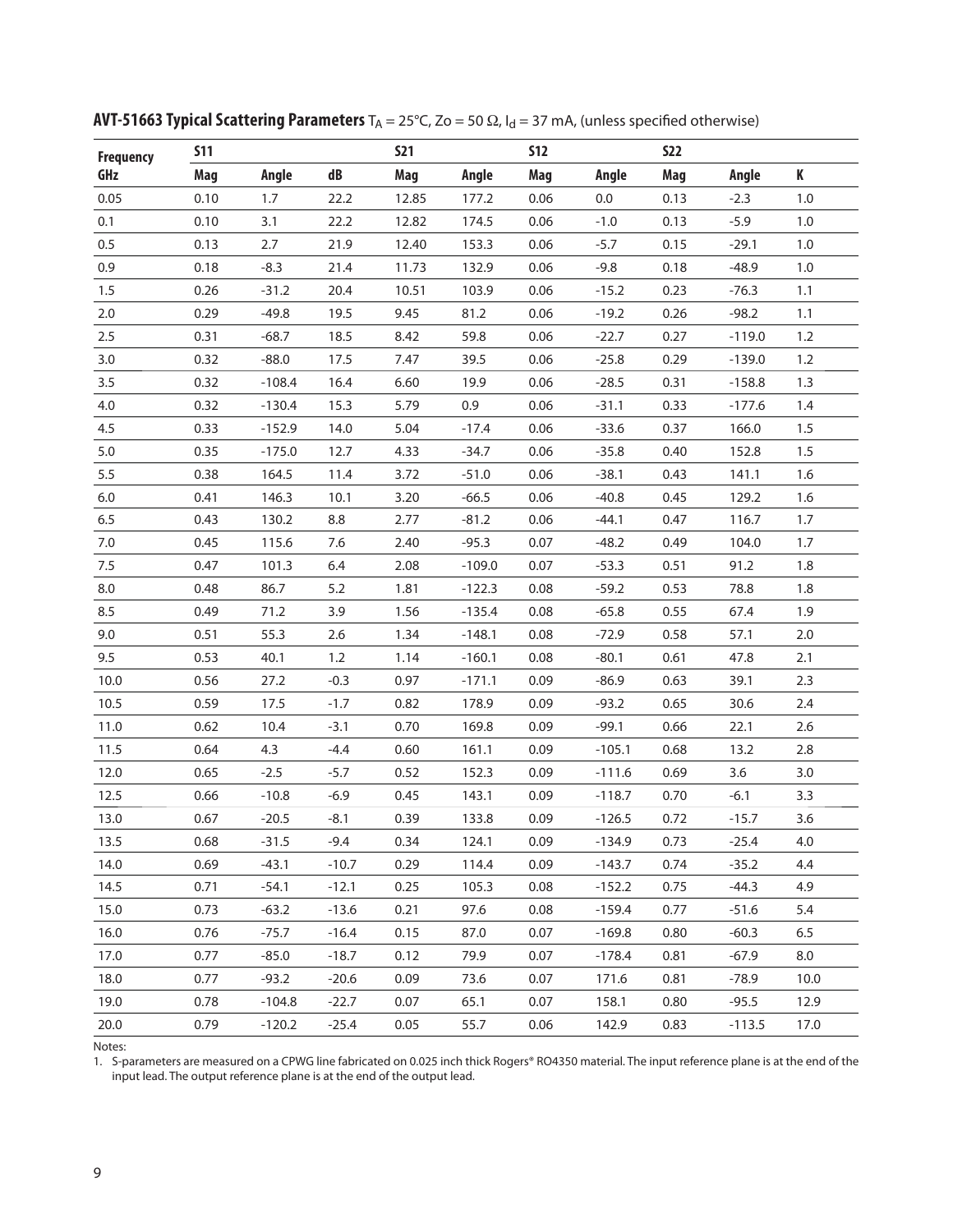**AVT-51663 Typical Scattering Parameters** $T_A = 25°C$, $Zo = 50\ \Omega$, $I_d = 37$ mA, (unless specified otherwise)

| Frequency | S11 | | S21 | | | S12 | | S22 | | |
|---|---|---|---|---|---|---|---|---|---|---|
| GHz | Mag | Angle | dB | Mag | Angle | Mag | Angle | Mag | Angle | K |
| 0.05 | 0.10 | 1.7 | 22.2 | 12.85 | 177.2 | 0.06 | 0.0 | 0.13 | -2.3 | 1.0 |
| 0.1 | 0.10 | 3.1 | 22.2 | 12.82 | 174.5 | 0.06 | -1.0 | 0.13 | -5.9 | 1.0 |
| 0.5 | 0.13 | 2.7 | 21.9 | 12.40 | 153.3 | 0.06 | -5.7 | 0.15 | -29.1 | 1.0 |
| 0.9 | 0.18 | -8.3 | 21.4 | 11.73 | 132.9 | 0.06 | -9.8 | 0.18 | -48.9 | 1.0 |
| 1.5 | 0.26 | -31.2 | 20.4 | 10.51 | 103.9 | 0.06 | -15.2 | 0.23 | -76.3 | 1.1 |
| 2.0 | 0.29 | -49.8 | 19.5 | 9.45 | 81.2 | 0.06 | -19.2 | 0.26 | -98.2 | 1.1 |
| 2.5 | 0.31 | -68.7 | 18.5 | 8.42 | 59.8 | 0.06 | -22.7 | 0.27 | -119.0 | 1.2 |
| 3.0 | 0.32 | -88.0 | 17.5 | 7.47 | 39.5 | 0.06 | -25.8 | 0.29 | -139.0 | 1.2 |
| 3.5 | 0.32 | -108.4 | 16.4 | 6.60 | 19.9 | 0.06 | -28.5 | 0.31 | -158.8 | 1.3 |
| 4.0 | 0.32 | -130.4 | 15.3 | 5.79 | 0.9 | 0.06 | -31.1 | 0.33 | -177.6 | 1.4 |
| 4.5 | 0.33 | -152.9 | 14.0 | 5.04 | -17.4 | 0.06 | -33.6 | 0.37 | 166.0 | 1.5 |
| 5.0 | 0.35 | -175.0 | 12.7 | 4.33 | -34.7 | 0.06 | -35.8 | 0.40 | 152.8 | 1.5 |
| 5.5 | 0.38 | 164.5 | 11.4 | 3.72 | -51.0 | 0.06 | -38.1 | 0.43 | 141.1 | 1.6 |
| 6.0 | 0.41 | 146.3 | 10.1 | 3.20 | -66.5 | 0.06 | -40.8 | 0.45 | 129.2 | 1.6 |
| 6.5 | 0.43 | 130.2 | 8.8 | 2.77 | -81.2 | 0.06 | -44.1 | 0.47 | 116.7 | 1.7 |
| 7.0 | 0.45 | 115.6 | 7.6 | 2.40 | -95.3 | 0.07 | -48.2 | 0.49 | 104.0 | 1.7 |
| 7.5 | 0.47 | 101.3 | 6.4 | 2.08 | -109.0 | 0.07 | -53.3 | 0.51 | 91.2 | 1.8 |
| 8.0 | 0.48 | 86.7 | 5.2 | 1.81 | -122.3 | 0.08 | -59.2 | 0.53 | 78.8 | 1.8 |
| 8.5 | 0.49 | 71.2 | 3.9 | 1.56 | -135.4 | 0.08 | -65.8 | 0.55 | 67.4 | 1.9 |
| 9.0 | 0.51 | 55.3 | 2.6 | 1.34 | -148.1 | 0.08 | -72.9 | 0.58 | 57.1 | 2.0 |
| 9.5 | 0.53 | 40.1 | 1.2 | 1.14 | -160.1 | 0.08 | -80.1 | 0.61 | 47.8 | 2.1 |
| 10.0 | 0.56 | 27.2 | -0.3 | 0.97 | -171.1 | 0.09 | -86.9 | 0.63 | 39.1 | 2.3 |
| 10.5 | 0.59 | 17.5 | -1.7 | 0.82 | 178.9 | 0.09 | -93.2 | 0.65 | 30.6 | 2.4 |
| 11.0 | 0.62 | 10.4 | -3.1 | 0.70 | 169.8 | 0.09 | -99.1 | 0.66 | 22.1 | 2.6 |
| 11.5 | 0.64 | 4.3 | -4.4 | 0.60 | 161.1 | 0.09 | -105.1 | 0.68 | 13.2 | 2.8 |
| 12.0 | 0.65 | -2.5 | -5.7 | 0.52 | 152.3 | 0.09 | -111.6 | 0.69 | 3.6 | 3.0 |
| 12.5 | 0.66 | -10.8 | -6.9 | 0.45 | 143.1 | 0.09 | -118.7 | 0.70 | -6.1 | 3.3 |
| 13.0 | 0.67 | -20.5 | -8.1 | 0.39 | 133.8 | 0.09 | -126.5 | 0.72 | -15.7 | 3.6 |
| 13.5 | 0.68 | -31.5 | -9.4 | 0.34 | 124.1 | 0.09 | -134.9 | 0.73 | -25.4 | 4.0 |
| 14.0 | 0.69 | -43.1 | -10.7 | 0.29 | 114.4 | 0.09 | -143.7 | 0.74 | -35.2 | 4.4 |
| 14.5 | 0.71 | -54.1 | -12.1 | 0.25 | 105.3 | 0.08 | -152.2 | 0.75 | -44.3 | 4.9 |
| 15.0 | 0.73 | -63.2 | -13.6 | 0.21 | 97.6 | 0.08 | -159.4 | 0.77 | -51.6 | 5.4 |
| 16.0 | 0.76 | -75.7 | -16.4 | 0.15 | 87.0 | 0.07 | -169.8 | 0.80 | -60.3 | 6.5 |
| 17.0 | 0.77 | -85.0 | -18.7 | 0.12 | 79.9 | 0.07 | -178.4 | 0.81 | -67.9 | 8.0 |
| 18.0 | 0.77 | -93.2 | -20.6 | 0.09 | 73.6 | 0.07 | 171.6 | 0.81 | -78.9 | 10.0 |
| 19.0 | 0.78 | -104.8 | -22.7 | 0.07 | 65.1 | 0.07 | 158.1 | 0.80 | -95.5 | 12.9 |
| 20.0 | 0.79 | -120.2 | -25.4 | 0.05 | 55.7 | 0.06 | 142.9 | 0.83 | -113.5 | 17.0 |

Notes:

1. S-parameters are measured on a CPWG line fabricated on 0.025 inch thick Rogers® RO4350 material. The input reference plane is at the end of the input lead. The output reference plane is at the end of the output lead.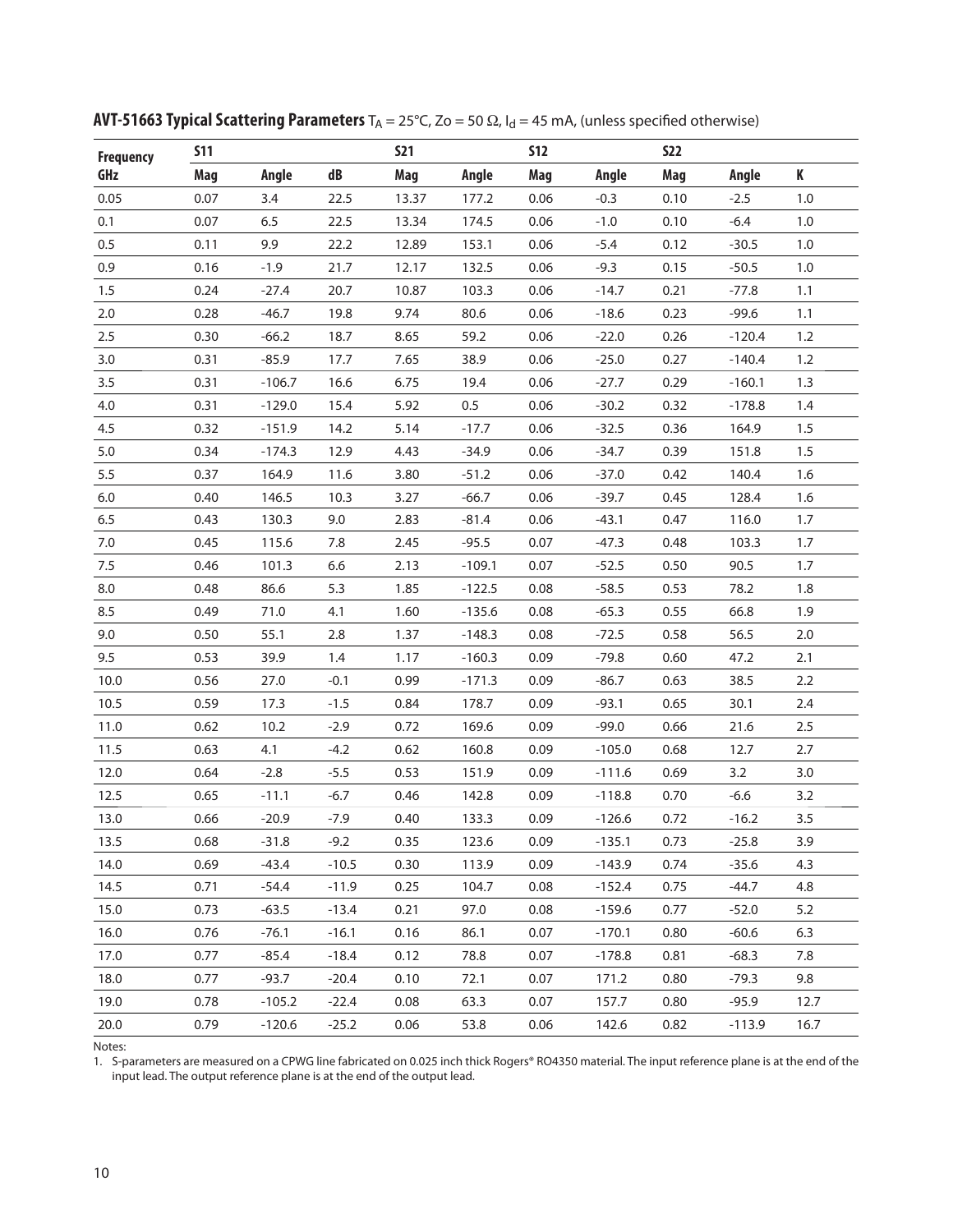**AVT-51663 Typical Scattering Parameters** $T_A = 25°C$, $Zo = 50\ \Omega$, $I_d = 45\ mA$, (unless specified otherwise)

| Frequency | S11 | | S21 | | | S12 | | S22 | | |
|---|---|---|---|---|---|---|---|---|---|---|
| GHz | Mag | Angle | dB | Mag | Angle | Mag | Angle | Mag | Angle | K |
| 0.05 | 0.07 | 3.4 | 22.5 | 13.37 | 177.2 | 0.06 | -0.3 | 0.10 | -2.5 | 1.0 |
| 0.1 | 0.07 | 6.5 | 22.5 | 13.34 | 174.5 | 0.06 | -1.0 | 0.10 | -6.4 | 1.0 |
| 0.5 | 0.11 | 9.9 | 22.2 | 12.89 | 153.1 | 0.06 | -5.4 | 0.12 | -30.5 | 1.0 |
| 0.9 | 0.16 | -1.9 | 21.7 | 12.17 | 132.5 | 0.06 | -9.3 | 0.15 | -50.5 | 1.0 |
| 1.5 | 0.24 | -27.4 | 20.7 | 10.87 | 103.3 | 0.06 | -14.7 | 0.21 | -77.8 | 1.1 |
| 2.0 | 0.28 | -46.7 | 19.8 | 9.74 | 80.6 | 0.06 | -18.6 | 0.23 | -99.6 | 1.1 |
| 2.5 | 0.30 | -66.2 | 18.7 | 8.65 | 59.2 | 0.06 | -22.0 | 0.26 | -120.4 | 1.2 |
| 3.0 | 0.31 | -85.9 | 17.7 | 7.65 | 38.9 | 0.06 | -25.0 | 0.27 | -140.4 | 1.2 |
| 3.5 | 0.31 | -106.7 | 16.6 | 6.75 | 19.4 | 0.06 | -27.7 | 0.29 | -160.1 | 1.3 |
| 4.0 | 0.31 | -129.0 | 15.4 | 5.92 | 0.5 | 0.06 | -30.2 | 0.32 | -178.8 | 1.4 |
| 4.5 | 0.32 | -151.9 | 14.2 | 5.14 | -17.7 | 0.06 | -32.5 | 0.36 | 164.9 | 1.5 |
| 5.0 | 0.34 | -174.3 | 12.9 | 4.43 | -34.9 | 0.06 | -34.7 | 0.39 | 151.8 | 1.5 |
| 5.5 | 0.37 | 164.9 | 11.6 | 3.80 | -51.2 | 0.06 | -37.0 | 0.42 | 140.4 | 1.6 |
| 6.0 | 0.40 | 146.5 | 10.3 | 3.27 | -66.7 | 0.06 | -39.7 | 0.45 | 128.4 | 1.6 |
| 6.5 | 0.43 | 130.3 | 9.0 | 2.83 | -81.4 | 0.06 | -43.1 | 0.47 | 116.0 | 1.7 |
| 7.0 | 0.45 | 115.6 | 7.8 | 2.45 | -95.5 | 0.07 | -47.3 | 0.48 | 103.3 | 1.7 |
| 7.5 | 0.46 | 101.3 | 6.6 | 2.13 | -109.1 | 0.07 | -52.5 | 0.50 | 90.5 | 1.7 |
| 8.0 | 0.48 | 86.6 | 5.3 | 1.85 | -122.5 | 0.08 | -58.5 | 0.53 | 78.2 | 1.8 |
| 8.5 | 0.49 | 71.0 | 4.1 | 1.60 | -135.6 | 0.08 | -65.3 | 0.55 | 66.8 | 1.9 |
| 9.0 | 0.50 | 55.1 | 2.8 | 1.37 | -148.3 | 0.08 | -72.5 | 0.58 | 56.5 | 2.0 |
| 9.5 | 0.53 | 39.9 | 1.4 | 1.17 | -160.3 | 0.09 | -79.8 | 0.60 | 47.2 | 2.1 |
| 10.0 | 0.56 | 27.0 | -0.1 | 0.99 | -171.3 | 0.09 | -86.7 | 0.63 | 38.5 | 2.2 |
| 10.5 | 0.59 | 17.3 | -1.5 | 0.84 | 178.7 | 0.09 | -93.1 | 0.65 | 30.1 | 2.4 |
| 11.0 | 0.62 | 10.2 | -2.9 | 0.72 | 169.6 | 0.09 | -99.0 | 0.66 | 21.6 | 2.5 |
| 11.5 | 0.63 | 4.1 | -4.2 | 0.62 | 160.8 | 0.09 | -105.0 | 0.68 | 12.7 | 2.7 |
| 12.0 | 0.64 | -2.8 | -5.5 | 0.53 | 151.9 | 0.09 | -111.6 | 0.69 | 3.2 | 3.0 |
| 12.5 | 0.65 | -11.1 | -6.7 | 0.46 | 142.8 | 0.09 | -118.8 | 0.70 | -6.6 | 3.2 |
| 13.0 | 0.66 | -20.9 | -7.9 | 0.40 | 133.3 | 0.09 | -126.6 | 0.72 | -16.2 | 3.5 |
| 13.5 | 0.68 | -31.8 | -9.2 | 0.35 | 123.6 | 0.09 | -135.1 | 0.73 | -25.8 | 3.9 |
| 14.0 | 0.69 | -43.4 | -10.5 | 0.30 | 113.9 | 0.09 | -143.9 | 0.74 | -35.6 | 4.3 |
| 14.5 | 0.71 | -54.4 | -11.9 | 0.25 | 104.7 | 0.08 | -152.4 | 0.75 | -44.7 | 4.8 |
| 15.0 | 0.73 | -63.5 | -13.4 | 0.21 | 97.0 | 0.08 | -159.6 | 0.77 | -52.0 | 5.2 |
| 16.0 | 0.76 | -76.1 | -16.1 | 0.16 | 86.1 | 0.07 | -170.1 | 0.80 | -60.6 | 6.3 |
| 17.0 | 0.77 | -85.4 | -18.4 | 0.12 | 78.8 | 0.07 | -178.8 | 0.81 | -68.3 | 7.8 |
| 18.0 | 0.77 | -93.7 | -20.4 | 0.10 | 72.1 | 0.07 | 171.2 | 0.80 | -79.3 | 9.8 |
| 19.0 | 0.78 | -105.2 | -22.4 | 0.08 | 63.3 | 0.07 | 157.7 | 0.80 | -95.9 | 12.7 |
| 20.0 | 0.79 | -120.6 | -25.2 | 0.06 | 53.8 | 0.06 | 142.6 | 0.82 | -113.9 | 16.7 |

Notes:

1. S-parameters are measured on a CPWG line fabricated on 0.025 inch thick Rogers® RO4350 material. The input reference plane is at the end of the input lead. The output reference plane is at the end of the output lead.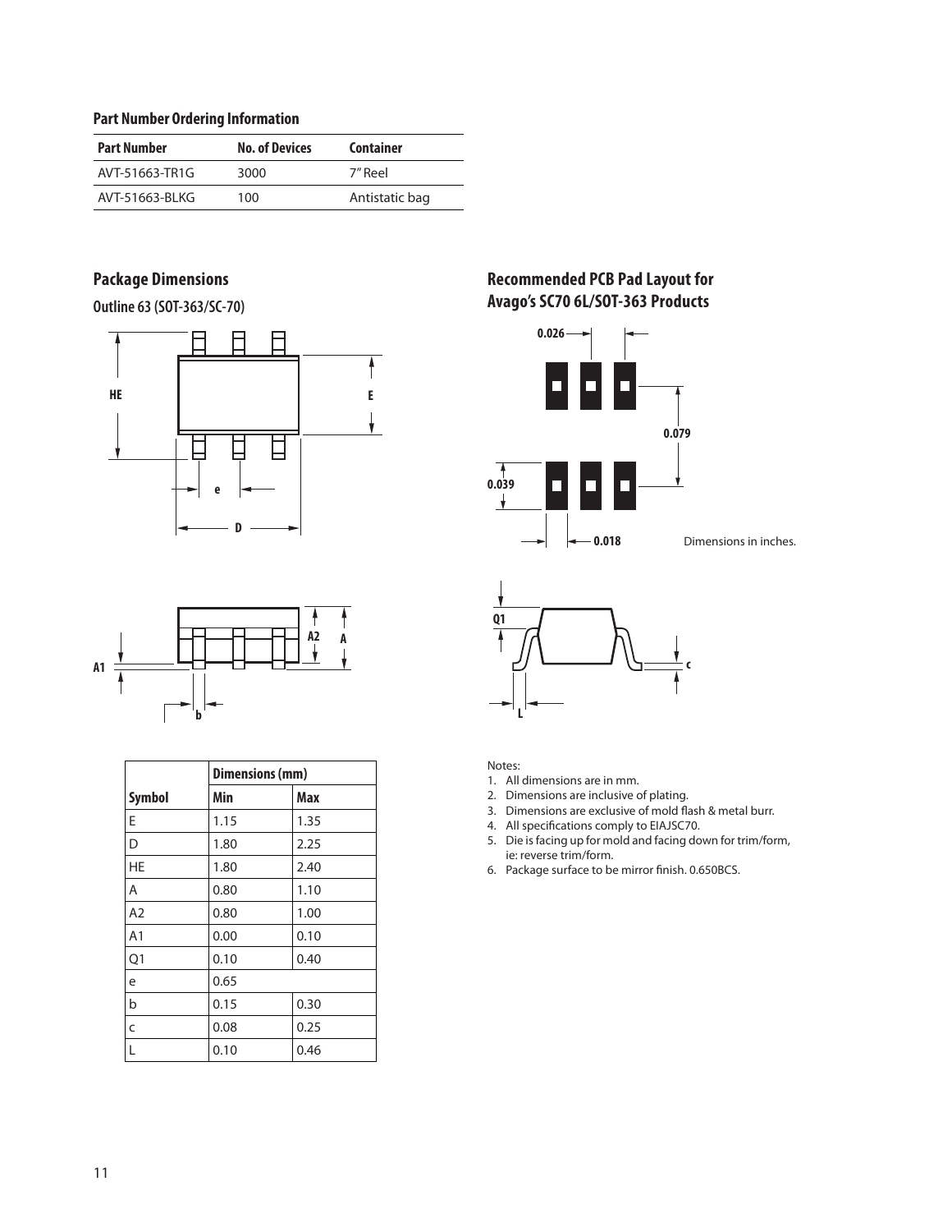## Part Number Ordering Information

| Part Number | No. of Devices | Container |
|---|---|---|
| AVT-51663-TR1G | 3000 | 7" Reel |
| AVT-51663-BLKG | 100 | Antistatic bag |

## Package Dimensions

### Outline 63 (SOT-363/SC-70)

| Symbol | Dimensions (mm) | |
|---|---|---|
| | Min | Max |
| E | 1.15 | 1.35 |
| D | 1.80 | 2.25 |
| HE | 1.80 | 2.40 |
| A | 0.80 | 1.10 |
| A2 | 0.80 | 1.00 |
| A1 | 0.00 | 0.10 |
| Q1 | 0.10 | 0.40 |
| e | 0.65 | |
| b | 0.15 | 0.30 |
| c | 0.08 | 0.25 |
| L | 0.10 | 0.46 |

## Recommended PCB Pad Layout for Avago's SC70 6L/SOT-363 Products

Dimensions in inches.

Notes:

1. All dimensions are in mm.
2. Dimensions are inclusive of plating.
3. Dimensions are exclusive of mold flash & metal burr.
4. All specifications comply to EIAJSC70.
5. Die is facing up for mold and facing down for trim/form, ie: reverse trim/form.
6. Package surface to be mirror finish. 0.650BCS.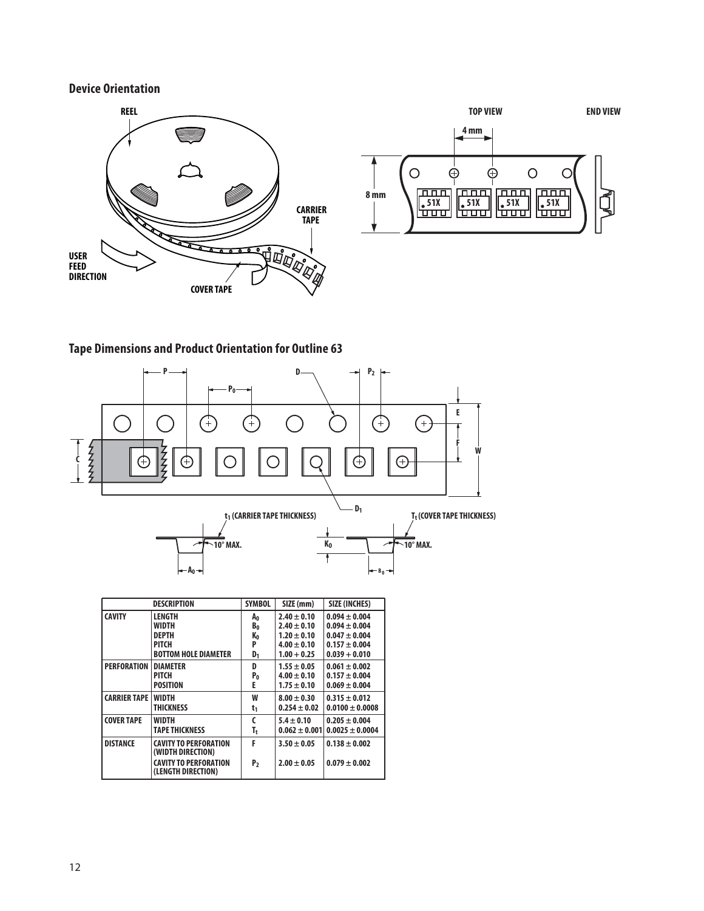## Device Orientation

## Tape Dimensions and Product Orientation for Outline 63

| | DESCRIPTION | SYMBOL | SIZE (mm) | SIZE (INCHES) |
|---|---|---|---|---|
| CAVITY | LENGTH | $A_0$ | 2.40 ± 0.10 | 0.094 ± 0.004 |
| | WIDTH | $B_0$ | 2.40 ± 0.10 | 0.094 ± 0.004 |
| | DEPTH | $K_0$ | 1.20 ± 0.10 | 0.047 ± 0.004 |
| | PITCH | P | 4.00 ± 0.10 | 0.157 ± 0.004 |
| | BOTTOM HOLE DIAMETER | $D_1$ | 1.00 + 0.25 | 0.039 + 0.010 |
| PERFORATION | DIAMETER | D | 1.55 ± 0.05 | 0.061 ± 0.002 |
| | PITCH | $P_0$ | 4.00 ± 0.10 | 0.157 ± 0.004 |
| | POSITION | E | 1.75 ± 0.10 | 0.069 ± 0.004 |
| CARRIER TAPE | WIDTH | W | 8.00 ± 0.30 | 0.315 ± 0.012 |
| | THICKNESS | $t_1$ | 0.254 ± 0.02 | 0.0100 ± 0.0008 |
| COVER TAPE | WIDTH | C | 5.4 ± 0.10 | 0.205 ± 0.004 |
| | TAPE THICKNESS | $T_t$ | 0.062 ± 0.001 | 0.0025 ± 0.0004 |
| DISTANCE | CAVITY TO PERFORATION (WIDTH DIRECTION) | F | 3.50 ± 0.05 | 0.138 ± 0.002 |
| | CAVITY TO PERFORATION (LENGTH DIRECTION) | $P_2$ | 2.00 ± 0.05 | 0.079 ± 0.002 |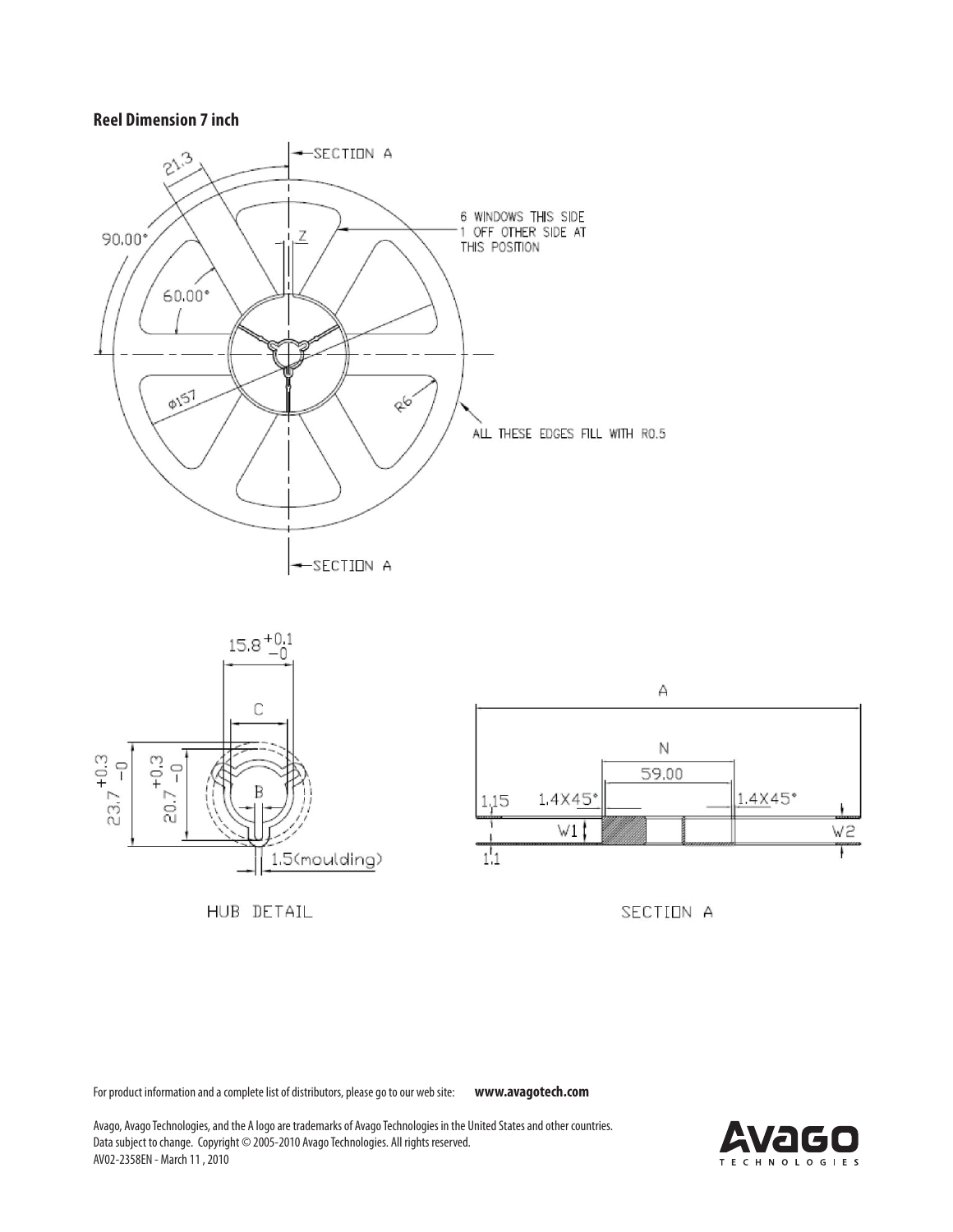### Reel Dimension 7 inch

SECTION A

21.3

90.00°

Z

6 WINDOWS THIS SIDE
1 OFF OTHER SIDE AT
THIS POSITION

60.00°

Ø157

R6

ALL THESE EDGES FILL WITH R0.5

SECTION A

$15.8^{+0.1}_{-0}$

C

$23.7^{+0.3}_{-0}$

$20.7^{+0.3}_{-0}$

B

1.5(moulding)

HUB DETAIL

A

N

59.00

1.15

1.4X45°

1.4X45°

W1

W2

1.1

SECTION A

For product information and a complete list of distributors, please go to our web site: **www.avagotech.com**

Avago, Avago Technologies, and the A logo are trademarks of Avago Technologies in the United States and other countries.
Data subject to change. Copyright © 2005-2010 Avago Technologies. All rights reserved.
AV02-2358EN - March 11 , 2010